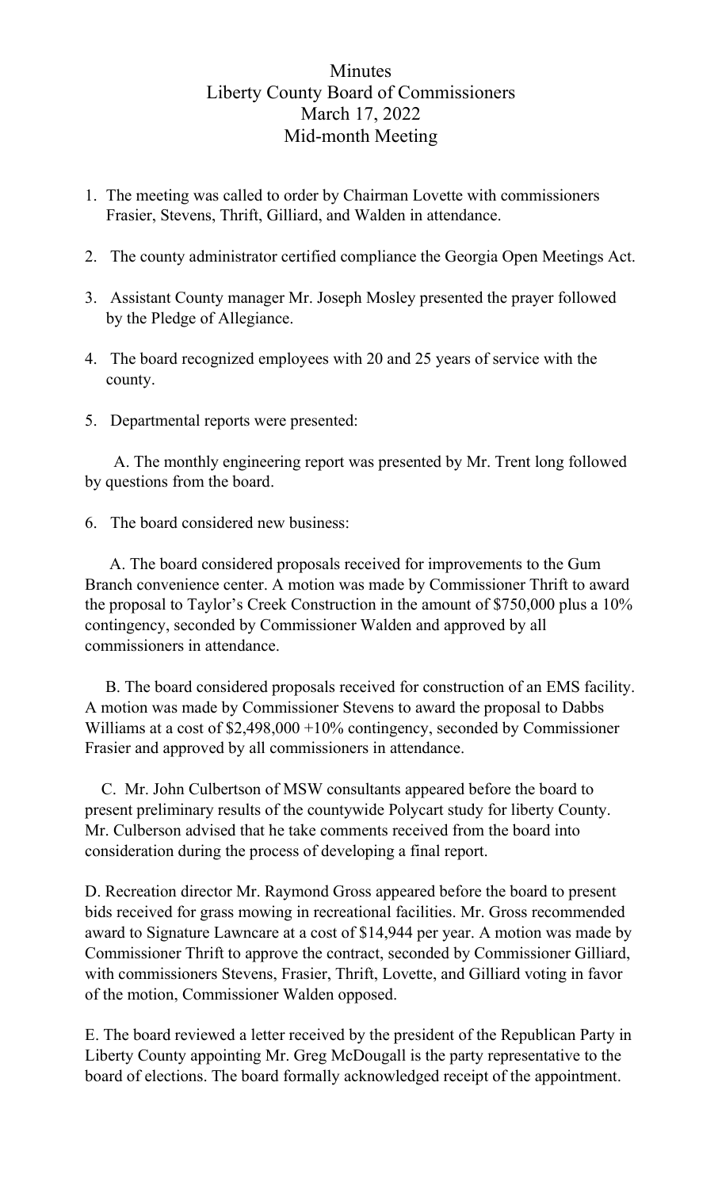# Minutes
## Liberty County Board of Commissioners
## March 17, 2022
## Mid-month Meeting

1. The meeting was called to order by Chairman Lovette with commissioners Frasier, Stevens, Thrift, Gilliard, and Walden in attendance.

2. The county administrator certified compliance the Georgia Open Meetings Act.

3. Assistant County manager Mr. Joseph Mosley presented the prayer followed by the Pledge of Allegiance.

4. The board recognized employees with 20 and 25 years of service with the county.

5. Departmental reports were presented:

   A. The monthly engineering report was presented by Mr. Trent long followed by questions from the board.

6. The board considered new business:

   A. The board considered proposals received for improvements to the Gum Branch convenience center. A motion was made by Commissioner Thrift to award the proposal to Taylor's Creek Construction in the amount of $750,000 plus a 10% contingency, seconded by Commissioner Walden and approved by all commissioners in attendance.

   B. The board considered proposals received for construction of an EMS facility. A motion was made by Commissioner Stevens to award the proposal to Dabbs Williams at a cost of $2,498,000 +10% contingency, seconded by Commissioner Frasier and approved by all commissioners in attendance.

   C. Mr. John Culbertson of MSW consultants appeared before the board to present preliminary results of the countywide Polycart study for liberty County. Mr. Culberson advised that he take comments received from the board into consideration during the process of developing a final report.

   D. Recreation director Mr. Raymond Gross appeared before the board to present bids received for grass mowing in recreational facilities. Mr. Gross recommended award to Signature Lawncare at a cost of $14,944 per year. A motion was made by Commissioner Thrift to approve the contract, seconded by Commissioner Gilliard, with commissioners Stevens, Frasier, Thrift, Lovette, and Gilliard voting in favor of the motion, Commissioner Walden opposed.

   E. The board reviewed a letter received by the president of the Republican Party in Liberty County appointing Mr. Greg McDougall is the party representative to the board of elections. The board formally acknowledged receipt of the appointment.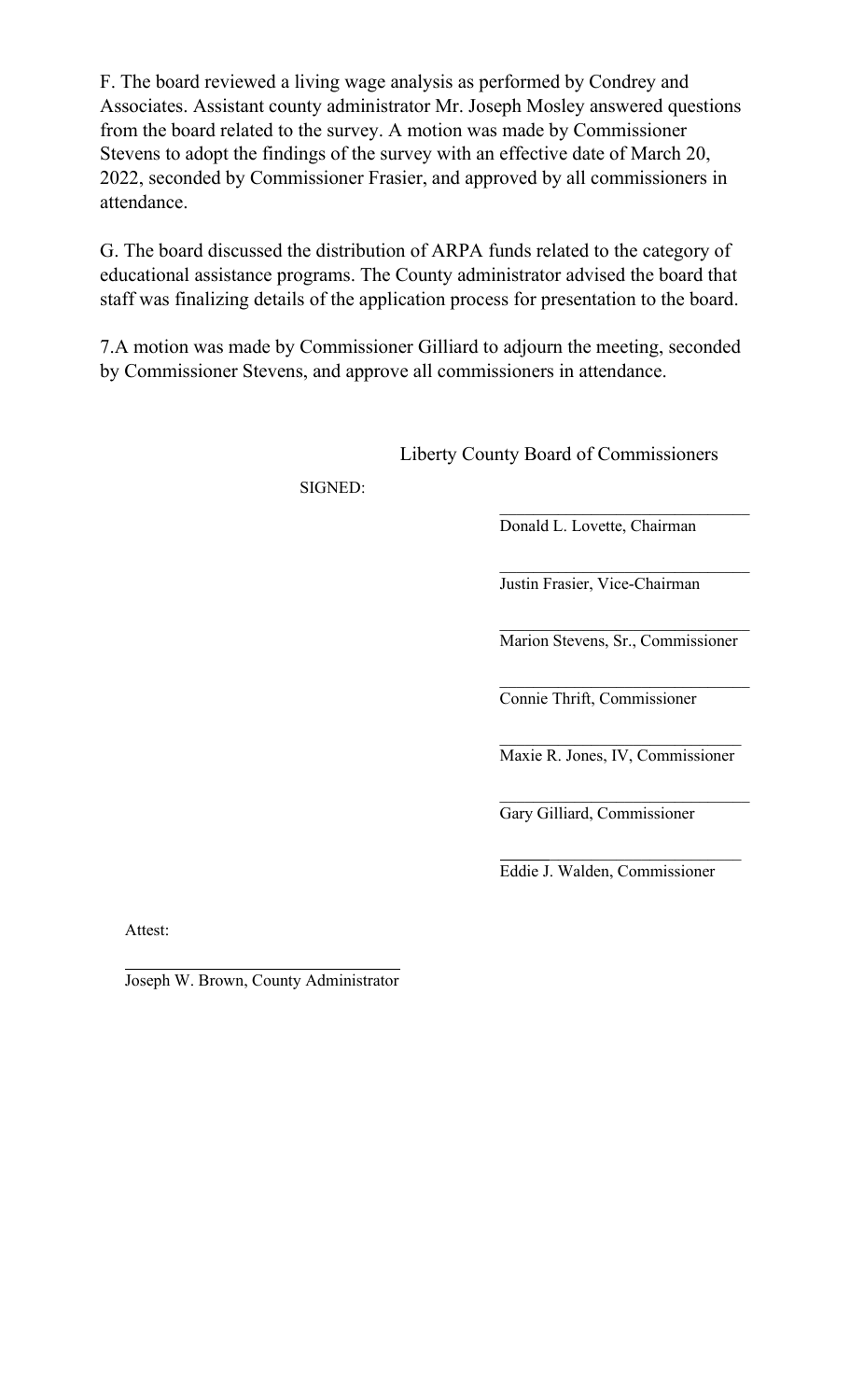F. The board reviewed a living wage analysis as performed by Condrey and Associates. Assistant county administrator Mr. Joseph Mosley answered questions from the board related to the survey. A motion was made by Commissioner Stevens to adopt the findings of the survey with an effective date of March 20, 2022, seconded by Commissioner Frasier, and approved by all commissioners in attendance.

G. The board discussed the distribution of ARPA funds related to the category of educational assistance programs. The County administrator advised the board that staff was finalizing details of the application process for presentation to the board.

7.A motion was made by Commissioner Gilliard to adjourn the meeting, seconded by Commissioner Stevens, and approve all commissioners in attendance.

Liberty County Board of Commissioners

SIGNED:

\_\_\_\_\_\_\_\_\_\_\_\_\_\_\_\_\_\_\_\_\_\_\_\_\_\_\_\_
Donald L. Lovette, Chairman

\_\_\_\_\_\_\_\_\_\_\_\_\_\_\_\_\_\_\_\_\_\_\_\_\_\_\_\_
Justin Frasier, Vice-Chairman

\_\_\_\_\_\_\_\_\_\_\_\_\_\_\_\_\_\_\_\_\_\_\_\_\_\_\_\_
Marion Stevens, Sr., Commissioner

\_\_\_\_\_\_\_\_\_\_\_\_\_\_\_\_\_\_\_\_\_\_\_\_\_\_\_\_
Connie Thrift, Commissioner

\_\_\_\_\_\_\_\_\_\_\_\_\_\_\_\_\_\_\_\_\_\_\_\_\_\_\_\_
Maxie R. Jones, IV, Commissioner

\_\_\_\_\_\_\_\_\_\_\_\_\_\_\_\_\_\_\_\_\_\_\_\_\_\_\_\_
Gary Gilliard, Commissioner

\_\_\_\_\_\_\_\_\_\_\_\_\_\_\_\_\_\_\_\_\_\_\_\_\_\_\_\_
Eddie J. Walden, Commissioner

Attest:

\_\_\_\_\_\_\_\_\_\_\_\_\_\_\_\_\_\_\_\_\_\_\_\_\_\_\_\_\_\_\_\_
Joseph W. Brown, County Administrator